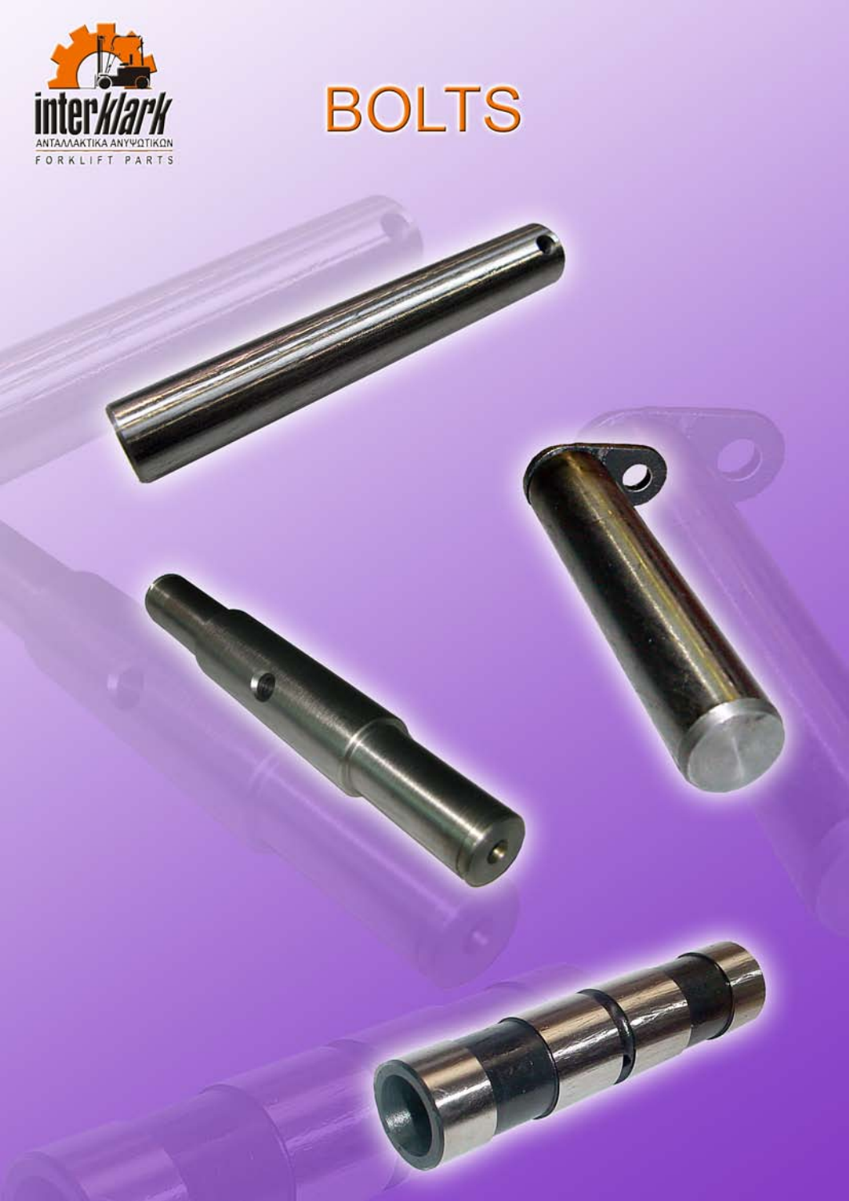interklark

ΑΝΤΑΛΛΑΚΤΙΚΑ ΑΝΥΨΩΤΙΚΩΝ

FORKLIFT PARTS

# BOLTS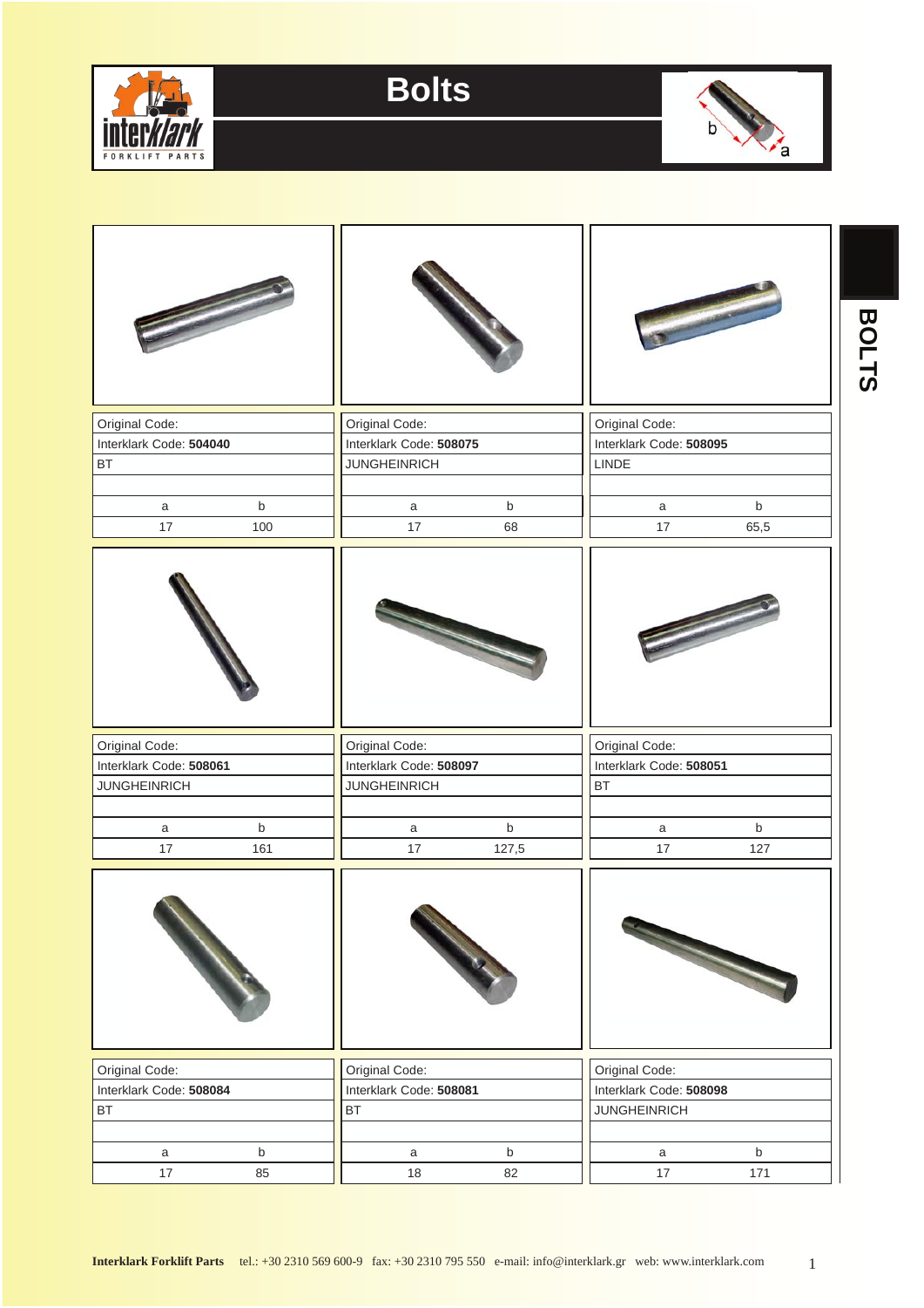# Bolts

BOLTS

| Original Code: | |
|---|---|
| Interklark Code: **504040** | |
| BT | |
| | |
| a | b |
| 17 | 100 |

| Original Code: | |
|---|---|
| Interklark Code: **508075** | |
| JUNGHEINRICH | |
| | |
| a | b |
| 17 | 68 |

| Original Code: | |
|---|---|
| Interklark Code: **508095** | |
| LINDE | |
| | |
| a | b |
| 17 | 65,5 |

| Original Code: | |
|---|---|
| Interklark Code: **508061** | |
| JUNGHEINRICH | |
| | |
| a | b |
| 17 | 161 |

| Original Code: | |
|---|---|
| Interklark Code: **508097** | |
| JUNGHEINRICH | |
| | |
| a | b |
| 17 | 127,5 |

| Original Code: | |
|---|---|
| Interklark Code: **508051** | |
| BT | |
| | |
| a | b |
| 17 | 127 |

| Original Code: | |
|---|---|
| Interklark Code: **508084** | |
| BT | |
| | |
| a | b |
| 17 | 85 |

| Original Code: | |
|---|---|
| Interklark Code: **508081** | |
| BT | |
| | |
| a | b |
| 18 | 82 |

| Original Code: | |
|---|---|
| Interklark Code: **508098** | |
| JUNGHEINRICH | |
| | |
| a | b |
| 17 | 171 |

**Interklark Forklift Parts** tel.: +30 2310 569 600-9 fax: +30 2310 795 550 e-mail: info@interklark.gr web: www.interklark.com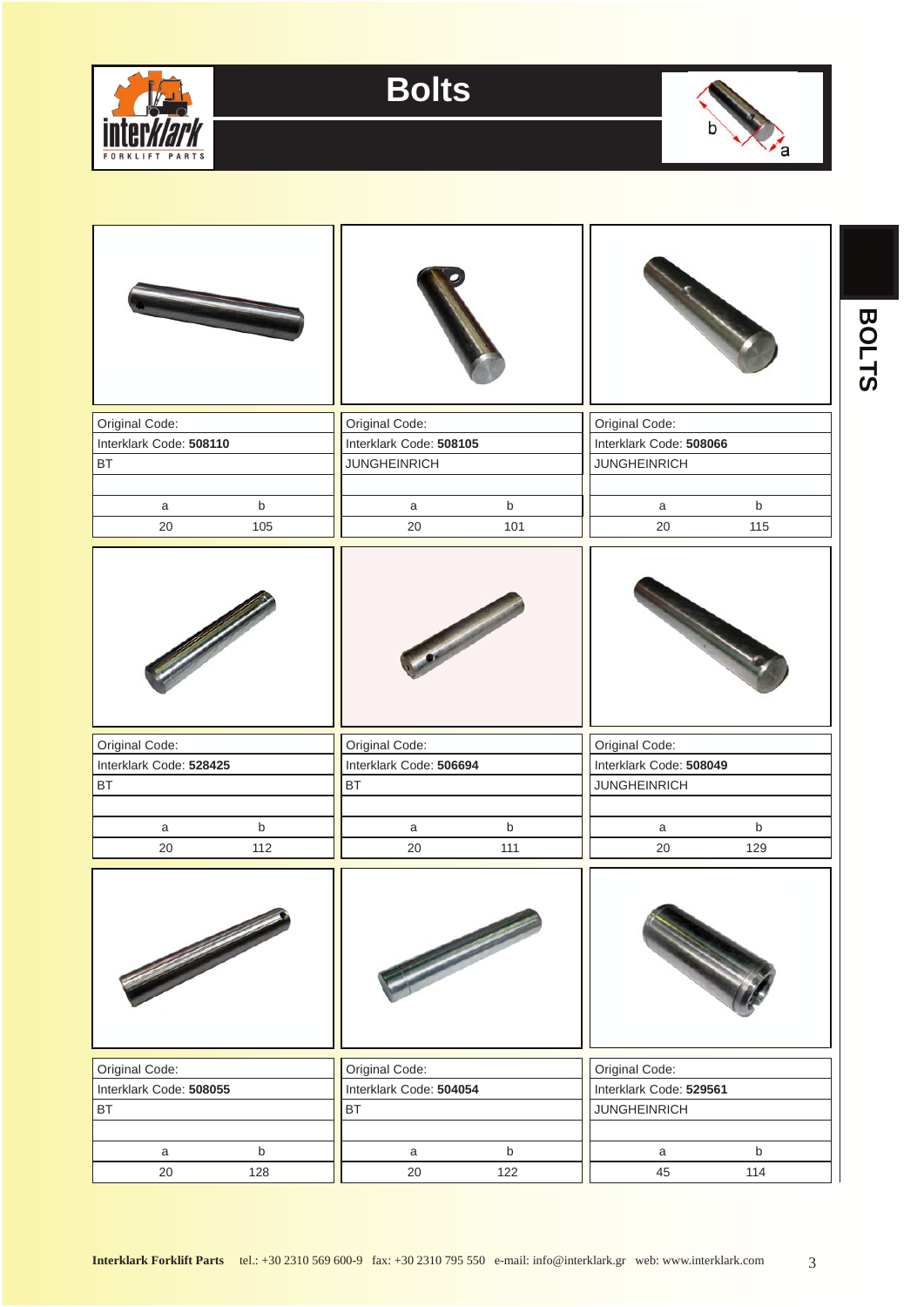# Bolts

BOLTS

| Original Code: | Interklark Code | Brand | a | b |
|---|---|---|---|---|
| | **508110** | BT | 20 | 105 |
| | **508105** | JUNGHEINRICH | 20 | 101 |
| | **508066** | JUNGHEINRICH | 20 | 115 |
| | **528425** | BT | 20 | 112 |
| | **506694** | BT | 20 | 111 |
| | **508049** | JUNGHEINRICH | 20 | 129 |
| | **508055** | BT | 20 | 128 |
| | **504054** | BT | 20 | 122 |
| | **529561** | JUNGHEINRICH | 45 | 114 |

**Interklark Forklift Parts** tel.: +30 2310 569 600-9 fax: +30 2310 795 550 e-mail: info@interklark.gr web: www.interklark.com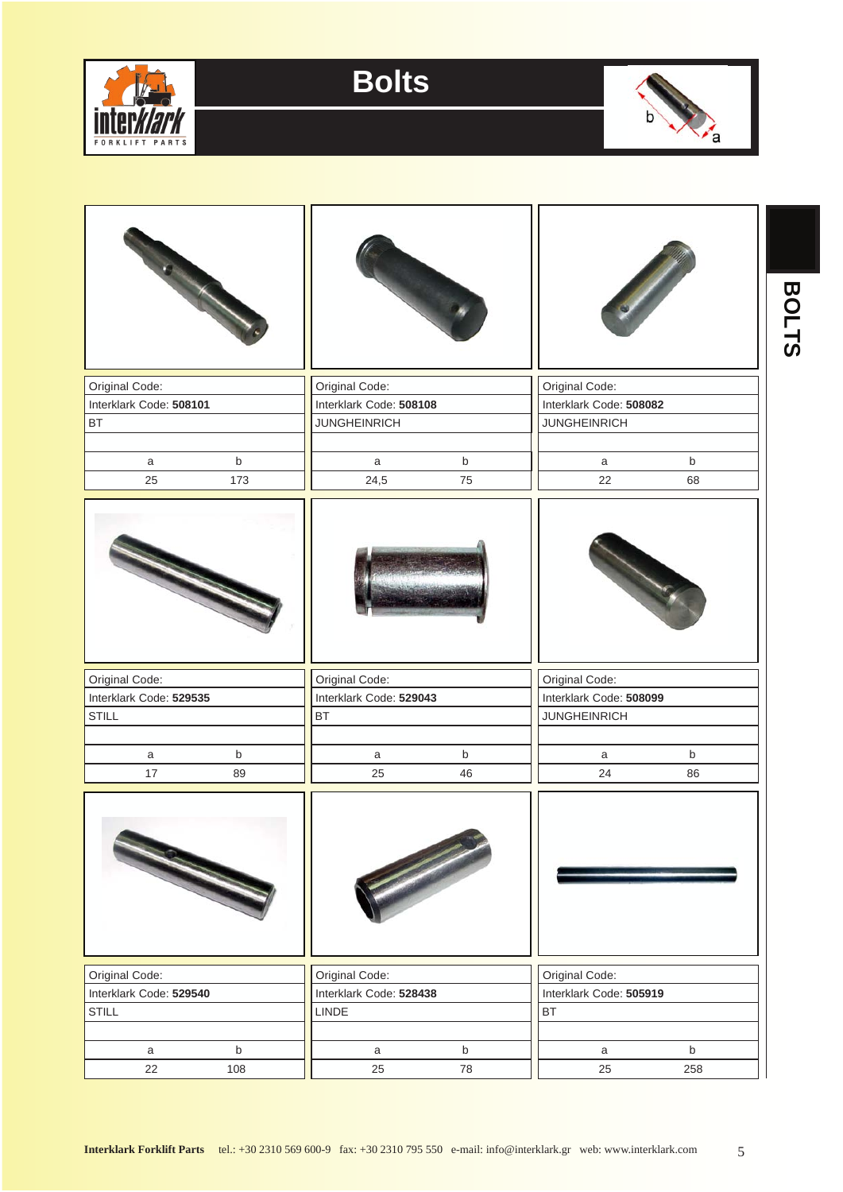# Bolts

| Original Code: | | Original Code: | | Original Code: | |
|---|---|---|---|---|---|
| Interklark Code: **508101** | | Interklark Code: **508108** | | Interklark Code: **508082** | |
| BT | | JUNGHEINRICH | | JUNGHEINRICH | |
| a | b | a | b | a | b |
| 25 | 173 | 24,5 | 75 | 22 | 68 |

| Original Code: | | Original Code: | | Original Code: | |
|---|---|---|---|---|---|
| Interklark Code: **529535** | | Interklark Code: **529043** | | Interklark Code: **508099** | |
| STILL | | BT | | JUNGHEINRICH | |
| a | b | a | b | a | b |
| 17 | 89 | 25 | 46 | 24 | 86 |

| Original Code: | | Original Code: | | Original Code: | |
|---|---|---|---|---|---|
| Interklark Code: **529540** | | Interklark Code: **528438** | | Interklark Code: **505919** | |
| STILL | | LINDE | | BT | |
| a | b | a | b | a | b |
| 22 | 108 | 25 | 78 | 25 | 258 |

**Interklark Forklift Parts** tel.: +30 2310 569 600-9 fax: +30 2310 795 550 e-mail: info@interklark.gr web: www.interklark.com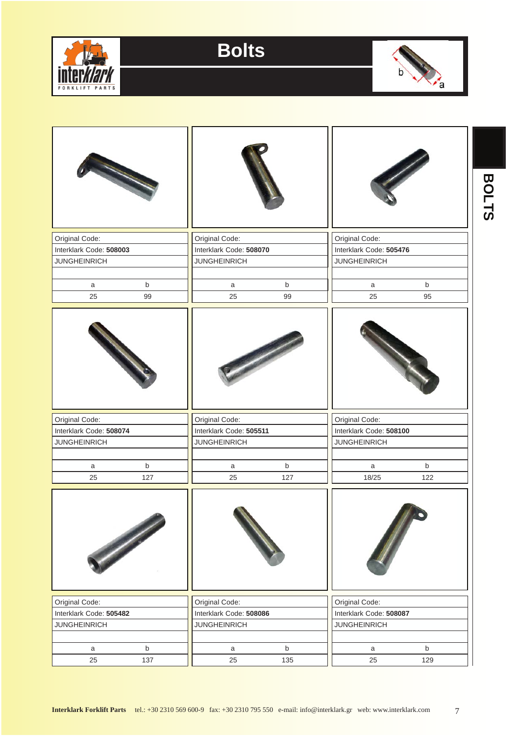# Bolts

BOLTS

| Original Code: | |
|---|---|
| Interklark Code: **508003** | |
| JUNGHEINRICH | |
| | |
| a | b |
| 25 | 99 |

| Original Code: | |
|---|---|
| Interklark Code: **508070** | |
| JUNGHEINRICH | |
| | |
| a | b |
| 25 | 99 |

| Original Code: | |
|---|---|
| Interklark Code: **505476** | |
| JUNGHEINRICH | |
| | |
| a | b |
| 25 | 95 |

| Original Code: | |
|---|---|
| Interklark Code: **508074** | |
| JUNGHEINRICH | |
| | |
| a | b |
| 25 | 127 |

| Original Code: | |
|---|---|
| Interklark Code: **505511** | |
| JUNGHEINRICH | |
| | |
| a | b |
| 25 | 127 |

| Original Code: | |
|---|---|
| Interklark Code: **508100** | |
| JUNGHEINRICH | |
| | |
| a | b |
| 18/25 | 122 |

| Original Code: | |
|---|---|
| Interklark Code: **505482** | |
| JUNGHEINRICH | |
| | |
| a | b |
| 25 | 137 |

| Original Code: | |
|---|---|
| Interklark Code: **508086** | |
| JUNGHEINRICH | |
| | |
| a | b |
| 25 | 135 |

| Original Code: | |
|---|---|
| Interklark Code: **508087** | |
| JUNGHEINRICH | |
| | |
| a | b |
| 25 | 129 |

**Interklark Forklift Parts** tel.: +30 2310 569 600-9 fax: +30 2310 795 550 e-mail: info@interklark.gr web: www.interklark.com